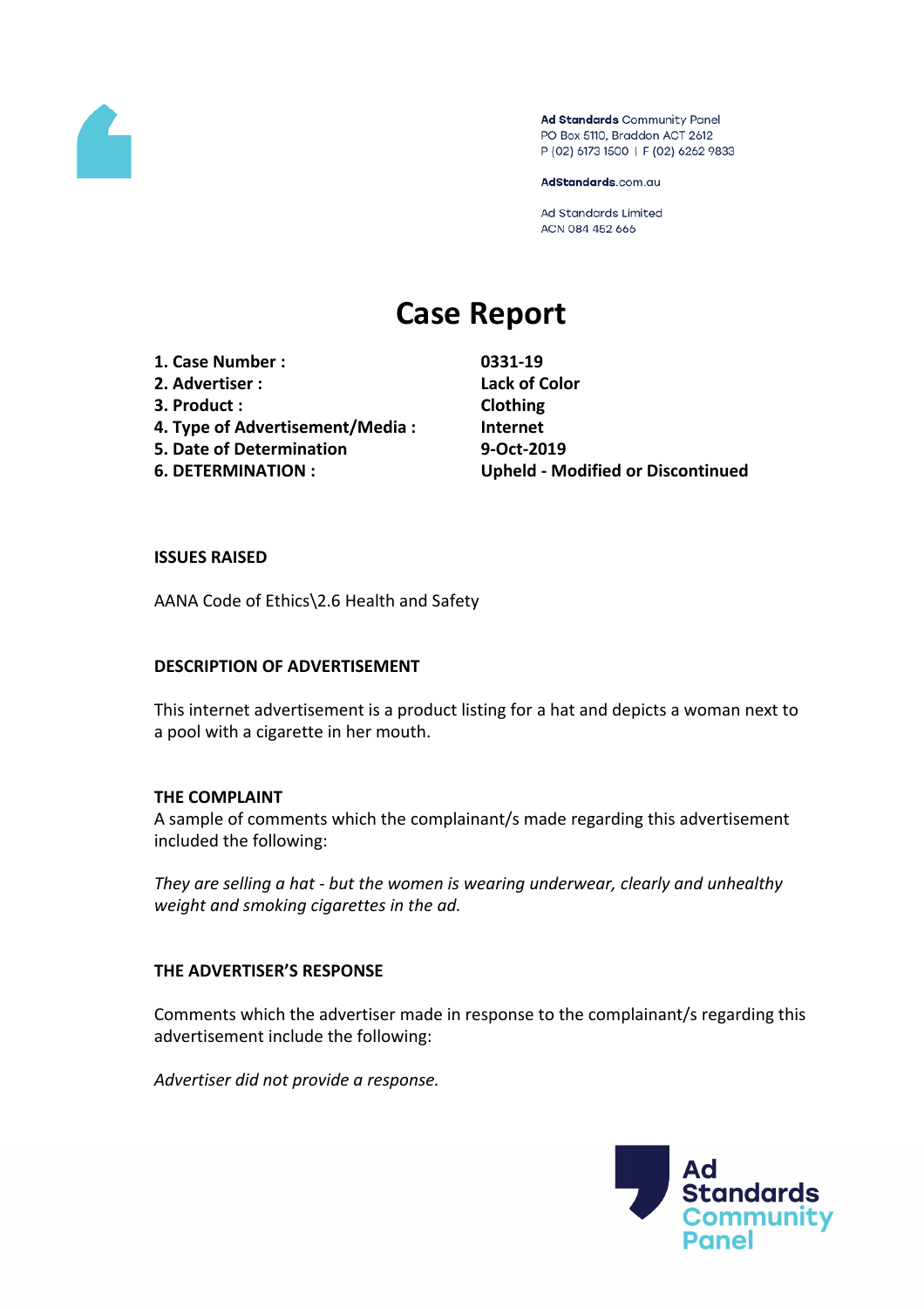Ad Standards Community Panel
PO Box 5110, Braddon ACT 2612
P (02) 6173 1500 | F (02) 6262 9833

AdStandards.com.au

Ad Standards Limited
ACN 084 452 666

# Case Report

| | |
|---|---|
| **1. Case Number :** | **0331-19** |
| **2. Advertiser :** | **Lack of Color** |
| **3. Product :** | **Clothing** |
| **4. Type of Advertisement/Media :** | **Internet** |
| **5. Date of Determination** | **9-Oct-2019** |
| **6. DETERMINATION :** | **Upheld - Modified or Discontinued** |

**ISSUES RAISED**

AANA Code of Ethics\2.6 Health and Safety

**DESCRIPTION OF ADVERTISEMENT**

This internet advertisement is a product listing for a hat and depicts a woman next to a pool with a cigarette in her mouth.

**THE COMPLAINT**

A sample of comments which the complainant/s made regarding this advertisement included the following:

*They are selling a hat - but the women is wearing underwear, clearly and unhealthy weight and smoking cigarettes in the ad.*

**THE ADVERTISER'S RESPONSE**

Comments which the advertiser made in response to the complainant/s regarding this advertisement include the following:

*Advertiser did not provide a response.*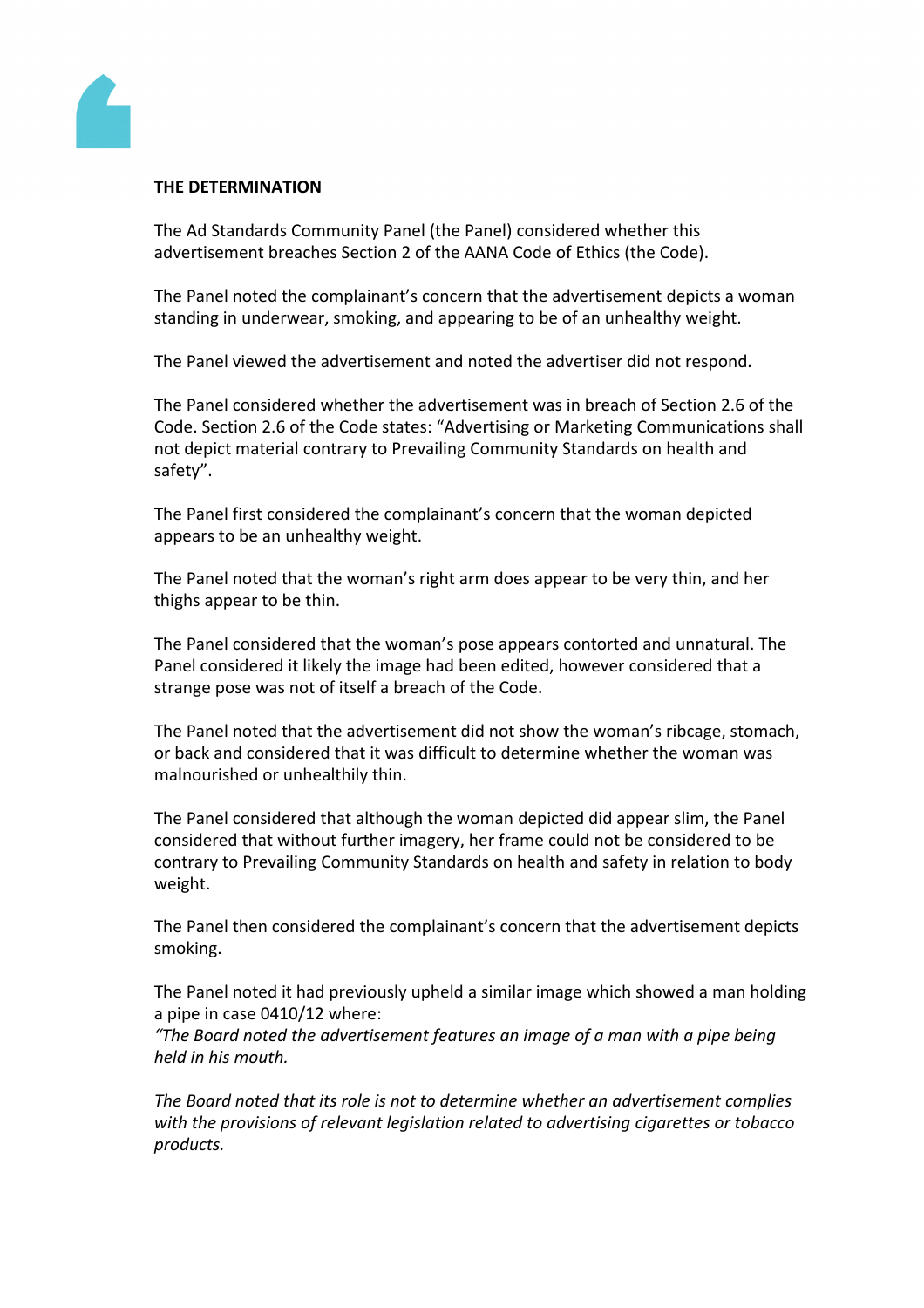**THE DETERMINATION**

The Ad Standards Community Panel (the Panel) considered whether this advertisement breaches Section 2 of the AANA Code of Ethics (the Code).

The Panel noted the complainant's concern that the advertisement depicts a woman standing in underwear, smoking, and appearing to be of an unhealthy weight.

The Panel viewed the advertisement and noted the advertiser did not respond.

The Panel considered whether the advertisement was in breach of Section 2.6 of the Code. Section 2.6 of the Code states: "Advertising or Marketing Communications shall not depict material contrary to Prevailing Community Standards on health and safety".

The Panel first considered the complainant's concern that the woman depicted appears to be an unhealthy weight.

The Panel noted that the woman's right arm does appear to be very thin, and her thighs appear to be thin.

The Panel considered that the woman's pose appears contorted and unnatural. The Panel considered it likely the image had been edited, however considered that a strange pose was not of itself a breach of the Code.

The Panel noted that the advertisement did not show the woman's ribcage, stomach, or back and considered that it was difficult to determine whether the woman was malnourished or unhealthily thin.

The Panel considered that although the woman depicted did appear slim, the Panel considered that without further imagery, her frame could not be considered to be contrary to Prevailing Community Standards on health and safety in relation to body weight.

The Panel then considered the complainant's concern that the advertisement depicts smoking.

The Panel noted it had previously upheld a similar image which showed a man holding a pipe in case 0410/12 where:
*"The Board noted the advertisement features an image of a man with a pipe being held in his mouth.*

*The Board noted that its role is not to determine whether an advertisement complies with the provisions of relevant legislation related to advertising cigarettes or tobacco products.*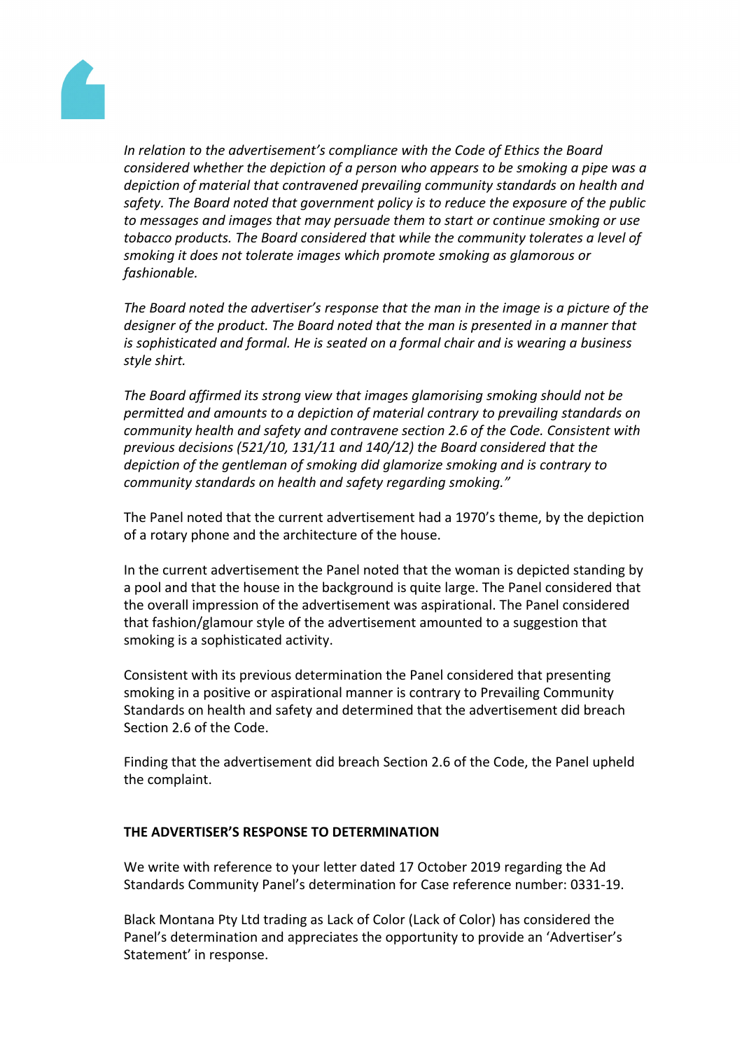*In relation to the advertisement's compliance with the Code of Ethics the Board considered whether the depiction of a person who appears to be smoking a pipe was a depiction of material that contravened prevailing community standards on health and safety. The Board noted that government policy is to reduce the exposure of the public to messages and images that may persuade them to start or continue smoking or use tobacco products. The Board considered that while the community tolerates a level of smoking it does not tolerate images which promote smoking as glamorous or fashionable.*

*The Board noted the advertiser's response that the man in the image is a picture of the designer of the product. The Board noted that the man is presented in a manner that is sophisticated and formal. He is seated on a formal chair and is wearing a business style shirt.*

*The Board affirmed its strong view that images glamorising smoking should not be permitted and amounts to a depiction of material contrary to prevailing standards on community health and safety and contravene section 2.6 of the Code. Consistent with previous decisions (521/10, 131/11 and 140/12) the Board considered that the depiction of the gentleman of smoking did glamorize smoking and is contrary to community standards on health and safety regarding smoking."*

The Panel noted that the current advertisement had a 1970's theme, by the depiction of a rotary phone and the architecture of the house.

In the current advertisement the Panel noted that the woman is depicted standing by a pool and that the house in the background is quite large. The Panel considered that the overall impression of the advertisement was aspirational. The Panel considered that fashion/glamour style of the advertisement amounted to a suggestion that smoking is a sophisticated activity.

Consistent with its previous determination the Panel considered that presenting smoking in a positive or aspirational manner is contrary to Prevailing Community Standards on health and safety and determined that the advertisement did breach Section 2.6 of the Code.

Finding that the advertisement did breach Section 2.6 of the Code, the Panel upheld the complaint.

**THE ADVERTISER'S RESPONSE TO DETERMINATION**

We write with reference to your letter dated 17 October 2019 regarding the Ad Standards Community Panel's determination for Case reference number: 0331-19.

Black Montana Pty Ltd trading as Lack of Color (Lack of Color) has considered the Panel's determination and appreciates the opportunity to provide an 'Advertiser's Statement' in response.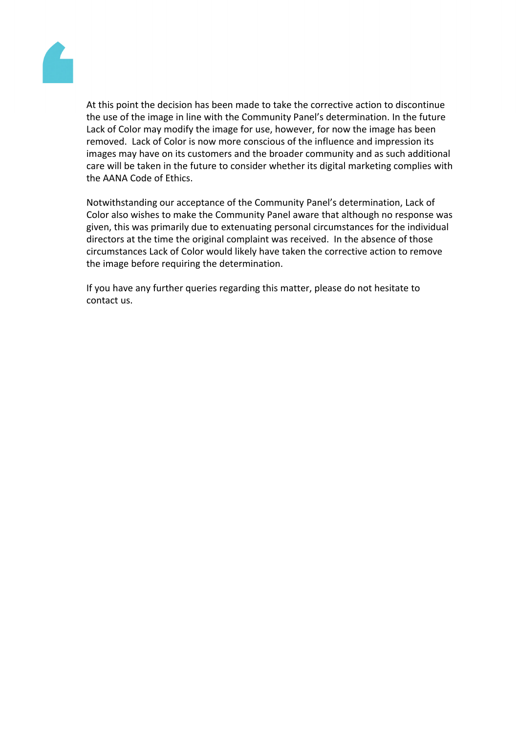At this point the decision has been made to take the corrective action to discontinue the use of the image in line with the Community Panel's determination. In the future Lack of Color may modify the image for use, however, for now the image has been removed. Lack of Color is now more conscious of the influence and impression its images may have on its customers and the broader community and as such additional care will be taken in the future to consider whether its digital marketing complies with the AANA Code of Ethics.

Notwithstanding our acceptance of the Community Panel's determination, Lack of Color also wishes to make the Community Panel aware that although no response was given, this was primarily due to extenuating personal circumstances for the individual directors at the time the original complaint was received. In the absence of those circumstances Lack of Color would likely have taken the corrective action to remove the image before requiring the determination.

If you have any further queries regarding this matter, please do not hesitate to contact us.